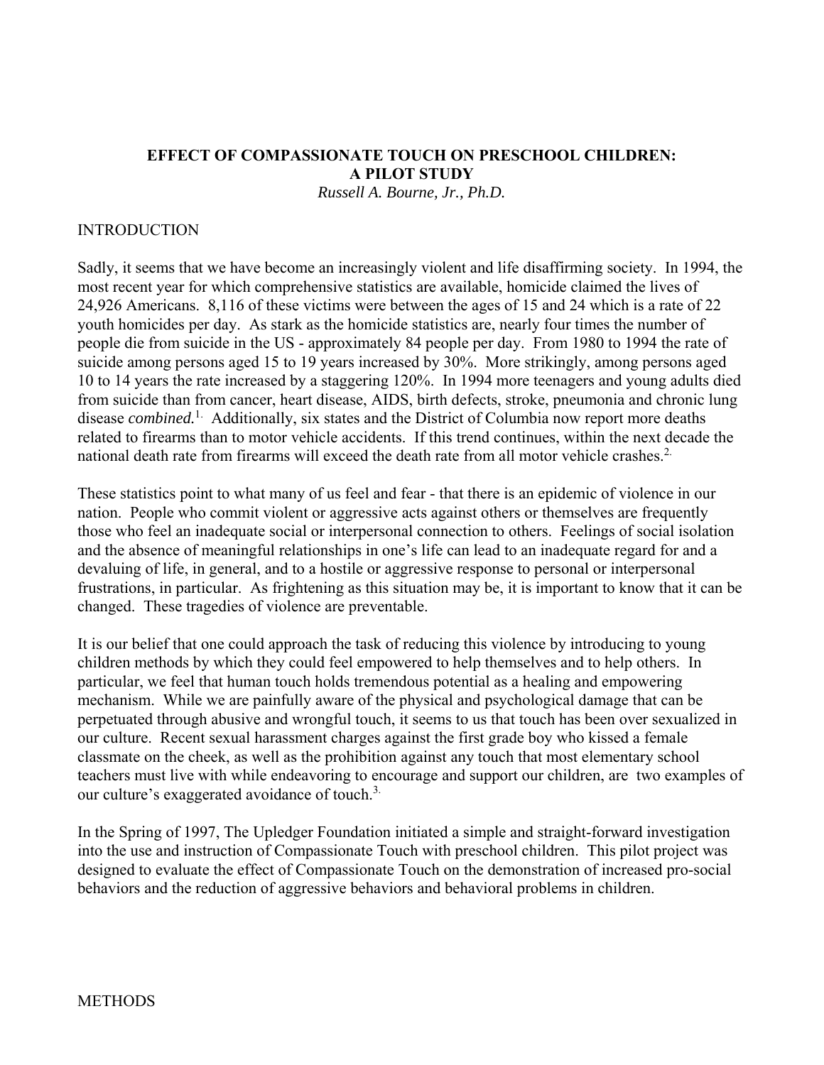# EFFECT OF COMPASSIONATE TOUCH ON PRESCHOOL CHILDREN: A PILOT STUDY

*Russell A. Bourne, Jr., Ph.D.*

## INTRODUCTION

Sadly, it seems that we have become an increasingly violent and life disaffirming society. In 1994, the most recent year for which comprehensive statistics are available, homicide claimed the lives of 24,926 Americans. 8,116 of these victims were between the ages of 15 and 24 which is a rate of 22 youth homicides per day. As stark as the homicide statistics are, nearly four times the number of people die from suicide in the US - approximately 84 people per day. From 1980 to 1994 the rate of suicide among persons aged 15 to 19 years increased by 30%. More strikingly, among persons aged 10 to 14 years the rate increased by a staggering 120%. In 1994 more teenagers and young adults died from suicide than from cancer, heart disease, AIDS, birth defects, stroke, pneumonia and chronic lung disease *combined.*[1.] Additionally, six states and the District of Columbia now report more deaths related to firearms than to motor vehicle accidents. If this trend continues, within the next decade the national death rate from firearms will exceed the death rate from all motor vehicle crashes.[2.]

These statistics point to what many of us feel and fear - that there is an epidemic of violence in our nation. People who commit violent or aggressive acts against others or themselves are frequently those who feel an inadequate social or interpersonal connection to others. Feelings of social isolation and the absence of meaningful relationships in one's life can lead to an inadequate regard for and a devaluing of life, in general, and to a hostile or aggressive response to personal or interpersonal frustrations, in particular. As frightening as this situation may be, it is important to know that it can be changed. These tragedies of violence are preventable.

It is our belief that one could approach the task of reducing this violence by introducing to young children methods by which they could feel empowered to help themselves and to help others. In particular, we feel that human touch holds tremendous potential as a healing and empowering mechanism. While we are painfully aware of the physical and psychological damage that can be perpetuated through abusive and wrongful touch, it seems to us that touch has been over sexualized in our culture. Recent sexual harassment charges against the first grade boy who kissed a female classmate on the cheek, as well as the prohibition against any touch that most elementary school teachers must live with while endeavoring to encourage and support our children, are two examples of our culture's exaggerated avoidance of touch.[3.]

In the Spring of 1997, The Upledger Foundation initiated a simple and straight-forward investigation into the use and instruction of Compassionate Touch with preschool children. This pilot project was designed to evaluate the effect of Compassionate Touch on the demonstration of increased pro-social behaviors and the reduction of aggressive behaviors and behavioral problems in children.

## METHODS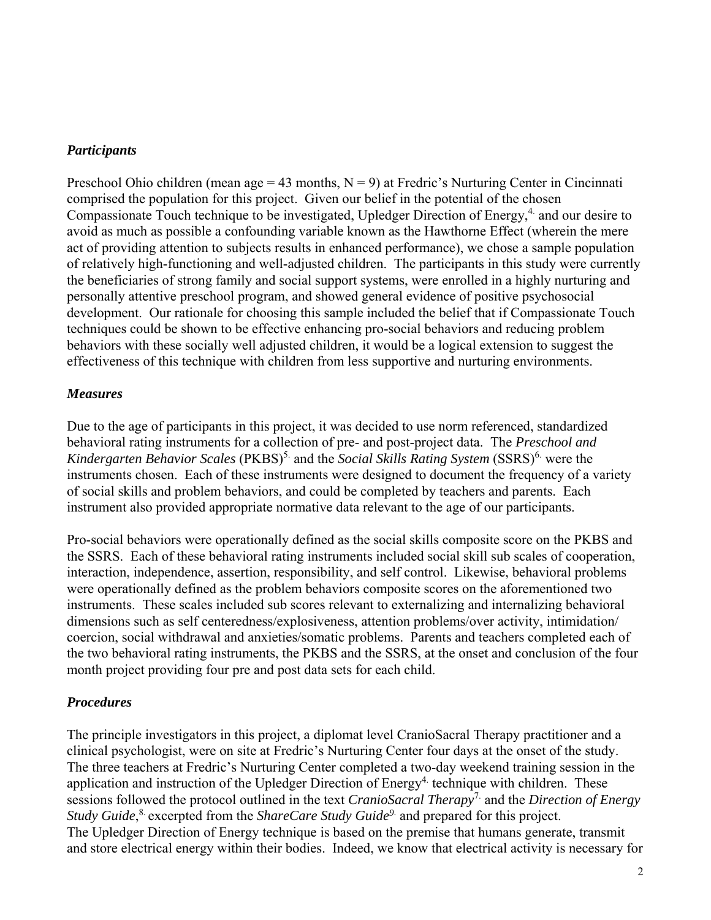### *Participants*

Preschool Ohio children (mean age = 43 months, N = 9) at Fredric's Nurturing Center in Cincinnati comprised the population for this project. Given our belief in the potential of the chosen Compassionate Touch technique to be investigated, Upledger Direction of Energy,[4.] and our desire to avoid as much as possible a confounding variable known as the Hawthorne Effect (wherein the mere act of providing attention to subjects results in enhanced performance), we chose a sample population of relatively high-functioning and well-adjusted children. The participants in this study were currently the beneficiaries of strong family and social support systems, were enrolled in a highly nurturing and personally attentive preschool program, and showed general evidence of positive psychosocial development. Our rationale for choosing this sample included the belief that if Compassionate Touch techniques could be shown to be effective enhancing pro-social behaviors and reducing problem behaviors with these socially well adjusted children, it would be a logical extension to suggest the effectiveness of this technique with children from less supportive and nurturing environments.

### *Measures*

Due to the age of participants in this project, it was decided to use norm referenced, standardized behavioral rating instruments for a collection of pre- and post-project data. The *Preschool and Kindergarten Behavior Scales* (PKBS)[5.] and the *Social Skills Rating System* (SSRS)[6.] were the instruments chosen. Each of these instruments were designed to document the frequency of a variety of social skills and problem behaviors, and could be completed by teachers and parents. Each instrument also provided appropriate normative data relevant to the age of our participants.

Pro-social behaviors were operationally defined as the social skills composite score on the PKBS and the SSRS. Each of these behavioral rating instruments included social skill sub scales of cooperation, interaction, independence, assertion, responsibility, and self control. Likewise, behavioral problems were operationally defined as the problem behaviors composite scores on the aforementioned two instruments. These scales included sub scores relevant to externalizing and internalizing behavioral dimensions such as self centeredness/explosiveness, attention problems/over activity, intimidation/ coercion, social withdrawal and anxieties/somatic problems. Parents and teachers completed each of the two behavioral rating instruments, the PKBS and the SSRS, at the onset and conclusion of the four month project providing four pre and post data sets for each child.

### *Procedures*

The principle investigators in this project, a diplomat level CranioSacral Therapy practitioner and a clinical psychologist, were on site at Fredric's Nurturing Center four days at the onset of the study. The three teachers at Fredric's Nurturing Center completed a two-day weekend training session in the application and instruction of the Upledger Direction of Energy[4.] technique with children. These sessions followed the protocol outlined in the text *CranioSacral Therapy*[7.] and the *Direction of Energy Study Guide*,[8.] excerpted from the *ShareCare Study Guide*[9.] and prepared for this project.
The Upledger Direction of Energy technique is based on the premise that humans generate, transmit and store electrical energy within their bodies. Indeed, we know that electrical activity is necessary for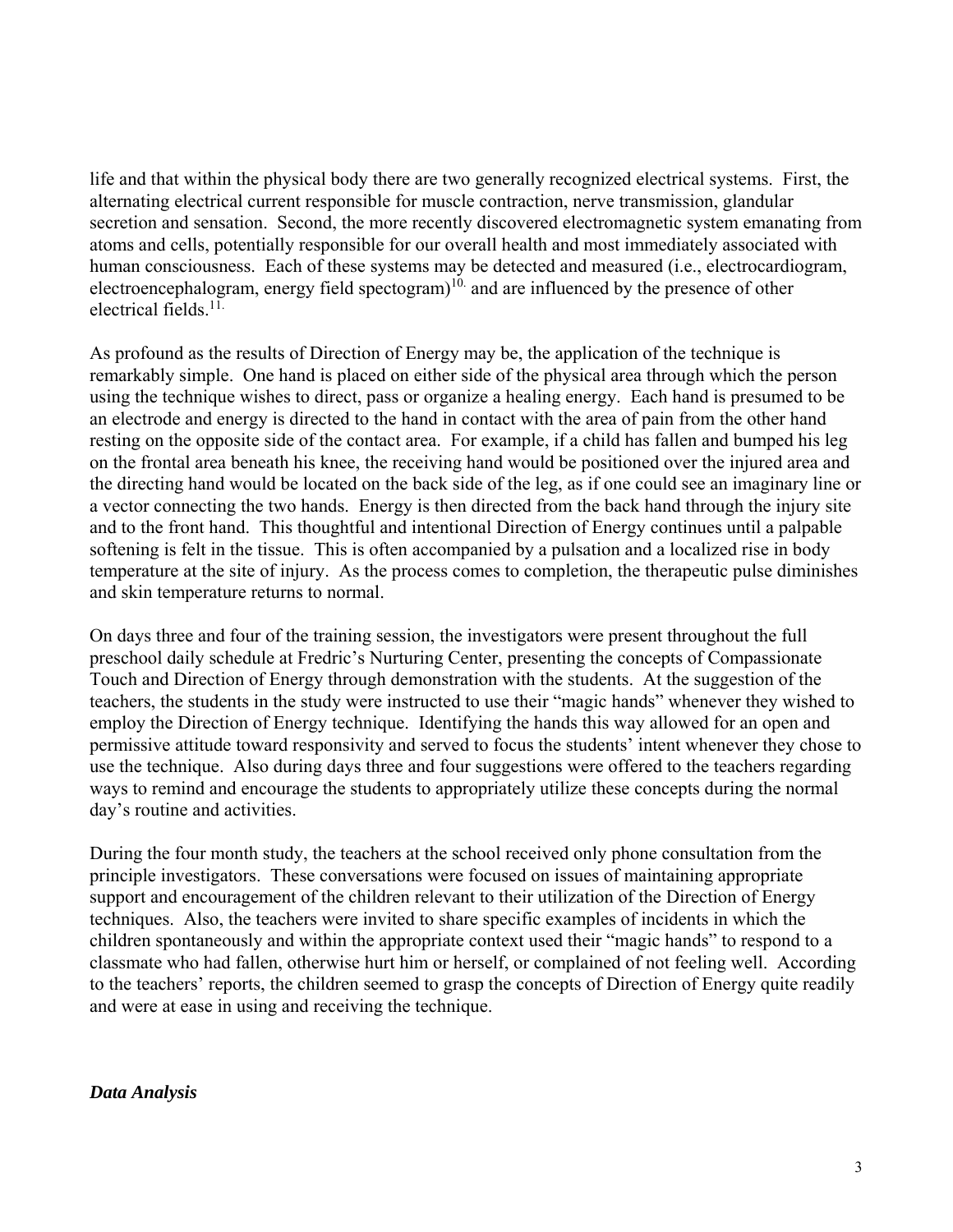life and that within the physical body there are two generally recognized electrical systems. First, the alternating electrical current responsible for muscle contraction, nerve transmission, glandular secretion and sensation. Second, the more recently discovered electromagnetic system emanating from atoms and cells, potentially responsible for our overall health and most immediately associated with human consciousness. Each of these systems may be detected and measured (i.e., electrocardiogram, electroencephalogram, energy field spectogram)[10.] and are influenced by the presence of other electrical fields.[11.]

As profound as the results of Direction of Energy may be, the application of the technique is remarkably simple. One hand is placed on either side of the physical area through which the person using the technique wishes to direct, pass or organize a healing energy. Each hand is presumed to be an electrode and energy is directed to the hand in contact with the area of pain from the other hand resting on the opposite side of the contact area. For example, if a child has fallen and bumped his leg on the frontal area beneath his knee, the receiving hand would be positioned over the injured area and the directing hand would be located on the back side of the leg, as if one could see an imaginary line or a vector connecting the two hands. Energy is then directed from the back hand through the injury site and to the front hand. This thoughtful and intentional Direction of Energy continues until a palpable softening is felt in the tissue. This is often accompanied by a pulsation and a localized rise in body temperature at the site of injury. As the process comes to completion, the therapeutic pulse diminishes and skin temperature returns to normal.

On days three and four of the training session, the investigators were present throughout the full preschool daily schedule at Fredric's Nurturing Center, presenting the concepts of Compassionate Touch and Direction of Energy through demonstration with the students. At the suggestion of the teachers, the students in the study were instructed to use their "magic hands" whenever they wished to employ the Direction of Energy technique. Identifying the hands this way allowed for an open and permissive attitude toward responsivity and served to focus the students' intent whenever they chose to use the technique. Also during days three and four suggestions were offered to the teachers regarding ways to remind and encourage the students to appropriately utilize these concepts during the normal day's routine and activities.

During the four month study, the teachers at the school received only phone consultation from the principle investigators. These conversations were focused on issues of maintaining appropriate support and encouragement of the children relevant to their utilization of the Direction of Energy techniques. Also, the teachers were invited to share specific examples of incidents in which the children spontaneously and within the appropriate context used their "magic hands" to respond to a classmate who had fallen, otherwise hurt him or herself, or complained of not feeling well. According to the teachers' reports, the children seemed to grasp the concepts of Direction of Energy quite readily and were at ease in using and receiving the technique.

### *Data Analysis*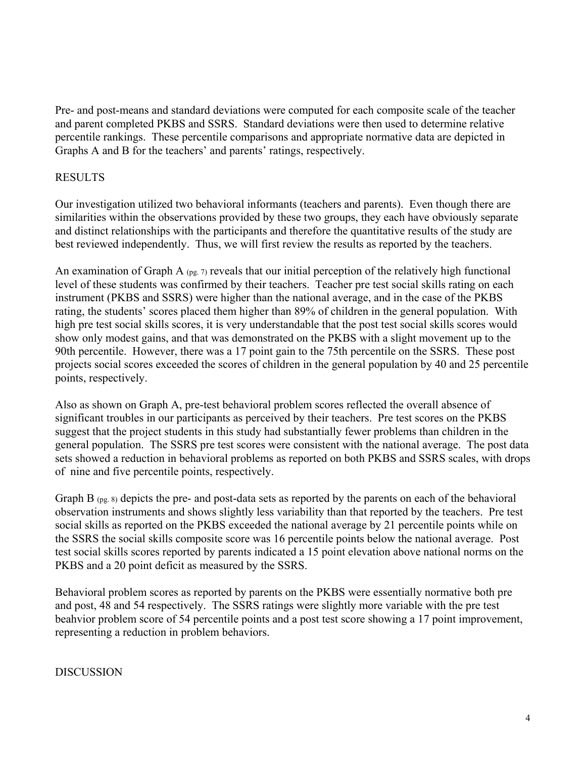Pre- and post-means and standard deviations were computed for each composite scale of the teacher and parent completed PKBS and SSRS. Standard deviations were then used to determine relative percentile rankings. These percentile comparisons and appropriate normative data are depicted in Graphs A and B for the teachers' and parents' ratings, respectively.

## RESULTS

Our investigation utilized two behavioral informants (teachers and parents). Even though there are similarities within the observations provided by these two groups, they each have obviously separate and distinct relationships with the participants and therefore the quantitative results of the study are best reviewed independently. Thus, we will first review the results as reported by the teachers.

An examination of Graph A (pg. 7) reveals that our initial perception of the relatively high functional level of these students was confirmed by their teachers. Teacher pre test social skills rating on each instrument (PKBS and SSRS) were higher than the national average, and in the case of the PKBS rating, the students' scores placed them higher than 89% of children in the general population. With high pre test social skills scores, it is very understandable that the post test social skills scores would show only modest gains, and that was demonstrated on the PKBS with a slight movement up to the 90th percentile. However, there was a 17 point gain to the 75th percentile on the SSRS. These post projects social scores exceeded the scores of children in the general population by 40 and 25 percentile points, respectively.

Also as shown on Graph A, pre-test behavioral problem scores reflected the overall absence of significant troubles in our participants as perceived by their teachers. Pre test scores on the PKBS suggest that the project students in this study had substantially fewer problems than children in the general population. The SSRS pre test scores were consistent with the national average. The post data sets showed a reduction in behavioral problems as reported on both PKBS and SSRS scales, with drops of nine and five percentile points, respectively.

Graph B (pg. 8) depicts the pre- and post-data sets as reported by the parents on each of the behavioral observation instruments and shows slightly less variability than that reported by the teachers. Pre test social skills as reported on the PKBS exceeded the national average by 21 percentile points while on the SSRS the social skills composite score was 16 percentile points below the national average. Post test social skills scores reported by parents indicated a 15 point elevation above national norms on the PKBS and a 20 point deficit as measured by the SSRS.

Behavioral problem scores as reported by parents on the PKBS were essentially normative both pre and post, 48 and 54 respectively. The SSRS ratings were slightly more variable with the pre test beahvior problem score of 54 percentile points and a post test score showing a 17 point improvement, representing a reduction in problem behaviors.

## DISCUSSION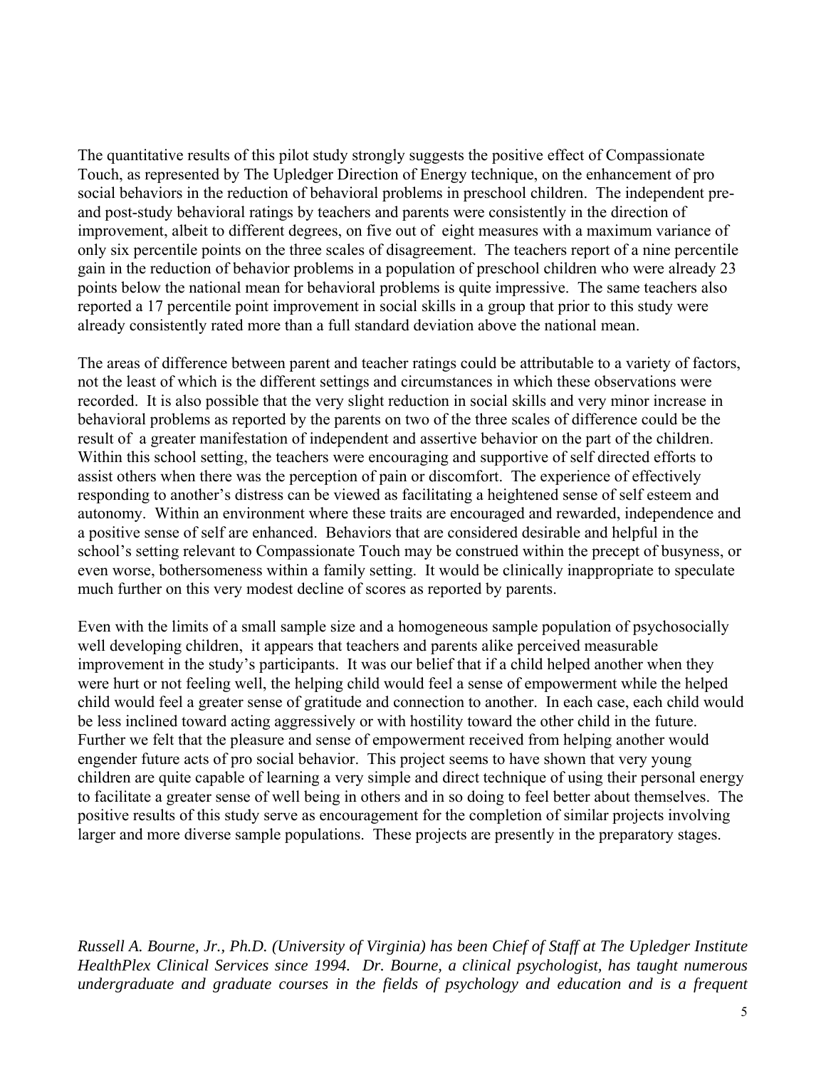The quantitative results of this pilot study strongly suggests the positive effect of Compassionate Touch, as represented by The Upledger Direction of Energy technique, on the enhancement of pro social behaviors in the reduction of behavioral problems in preschool children. The independent pre- and post-study behavioral ratings by teachers and parents were consistently in the direction of improvement, albeit to different degrees, on five out of eight measures with a maximum variance of only six percentile points on the three scales of disagreement. The teachers report of a nine percentile gain in the reduction of behavior problems in a population of preschool children who were already 23 points below the national mean for behavioral problems is quite impressive. The same teachers also reported a 17 percentile point improvement in social skills in a group that prior to this study were already consistently rated more than a full standard deviation above the national mean.

The areas of difference between parent and teacher ratings could be attributable to a variety of factors, not the least of which is the different settings and circumstances in which these observations were recorded. It is also possible that the very slight reduction in social skills and very minor increase in behavioral problems as reported by the parents on two of the three scales of difference could be the result of a greater manifestation of independent and assertive behavior on the part of the children. Within this school setting, the teachers were encouraging and supportive of self directed efforts to assist others when there was the perception of pain or discomfort. The experience of effectively responding to another's distress can be viewed as facilitating a heightened sense of self esteem and autonomy. Within an environment where these traits are encouraged and rewarded, independence and a positive sense of self are enhanced. Behaviors that are considered desirable and helpful in the school's setting relevant to Compassionate Touch may be construed within the precept of busyness, or even worse, bothersomeness within a family setting. It would be clinically inappropriate to speculate much further on this very modest decline of scores as reported by parents.

Even with the limits of a small sample size and a homogeneous sample population of psychosocially well developing children, it appears that teachers and parents alike perceived measurable improvement in the study's participants. It was our belief that if a child helped another when they were hurt or not feeling well, the helping child would feel a sense of empowerment while the helped child would feel a greater sense of gratitude and connection to another. In each case, each child would be less inclined toward acting aggressively or with hostility toward the other child in the future. Further we felt that the pleasure and sense of empowerment received from helping another would engender future acts of pro social behavior. This project seems to have shown that very young children are quite capable of learning a very simple and direct technique of using their personal energy to facilitate a greater sense of well being in others and in so doing to feel better about themselves. The positive results of this study serve as encouragement for the completion of similar projects involving larger and more diverse sample populations. These projects are presently in the preparatory stages.

*Russell A. Bourne, Jr., Ph.D. (University of Virginia) has been Chief of Staff at The Upledger Institute HealthPlex Clinical Services since 1994. Dr. Bourne, a clinical psychologist, has taught numerous undergraduate and graduate courses in the fields of psychology and education and is a frequent*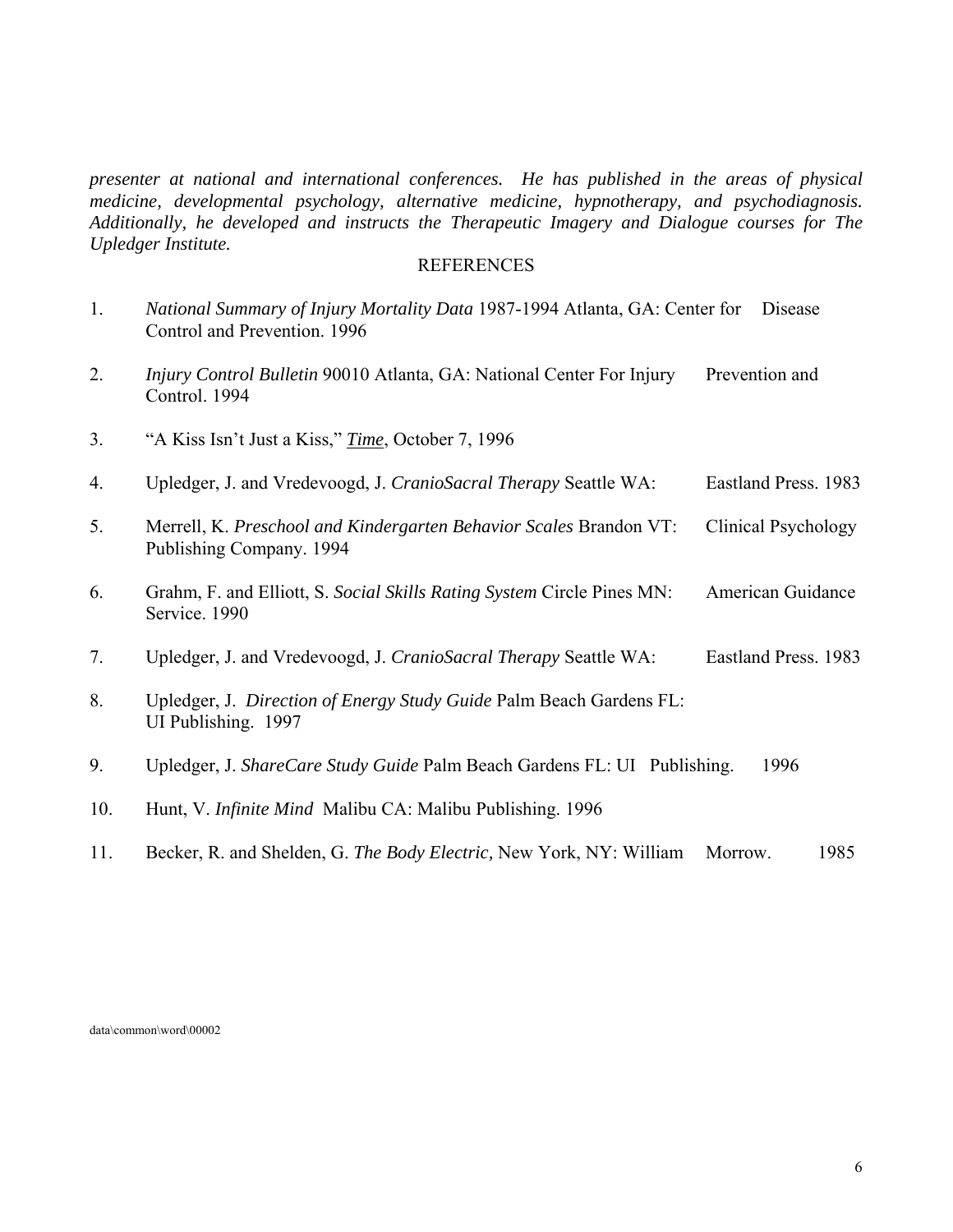*presenter at national and international conferences. He has published in the areas of physical medicine, developmental psychology, alternative medicine, hypnotherapy, and psychodiagnosis. Additionally, he developed and instructs the Therapeutic Imagery and Dialogue courses for The Upledger Institute.*

## REFERENCES

1. *National Summary of Injury Mortality Data* 1987-1994 Atlanta, GA: Center for Disease Control and Prevention. 1996

2. *Injury Control Bulletin* 90010 Atlanta, GA: National Center For Injury Prevention and Control. 1994

3. "A Kiss Isn't Just a Kiss," *Time*, October 7, 1996

4. Upledger, J. and Vredevoogd, J. *CranioSacral Therapy* Seattle WA: Eastland Press. 1983

5. Merrell, K. *Preschool and Kindergarten Behavior Scales* Brandon VT: Clinical Psychology Publishing Company. 1994

6. Grahm, F. and Elliott, S. *Social Skills Rating System* Circle Pines MN: American Guidance Service. 1990

7. Upledger, J. and Vredevoogd, J. *CranioSacral Therapy* Seattle WA: Eastland Press. 1983

8. Upledger, J. *Direction of Energy Study Guide* Palm Beach Gardens FL: UI Publishing. 1997

9. Upledger, J. *ShareCare Study Guide* Palm Beach Gardens FL: UI Publishing. 1996

10. Hunt, V. *Infinite Mind* Malibu CA: Malibu Publishing. 1996

11. Becker, R. and Shelden, G. *The Body Electric,* New York, NY: William Morrow. 1985

data\common\word\00002